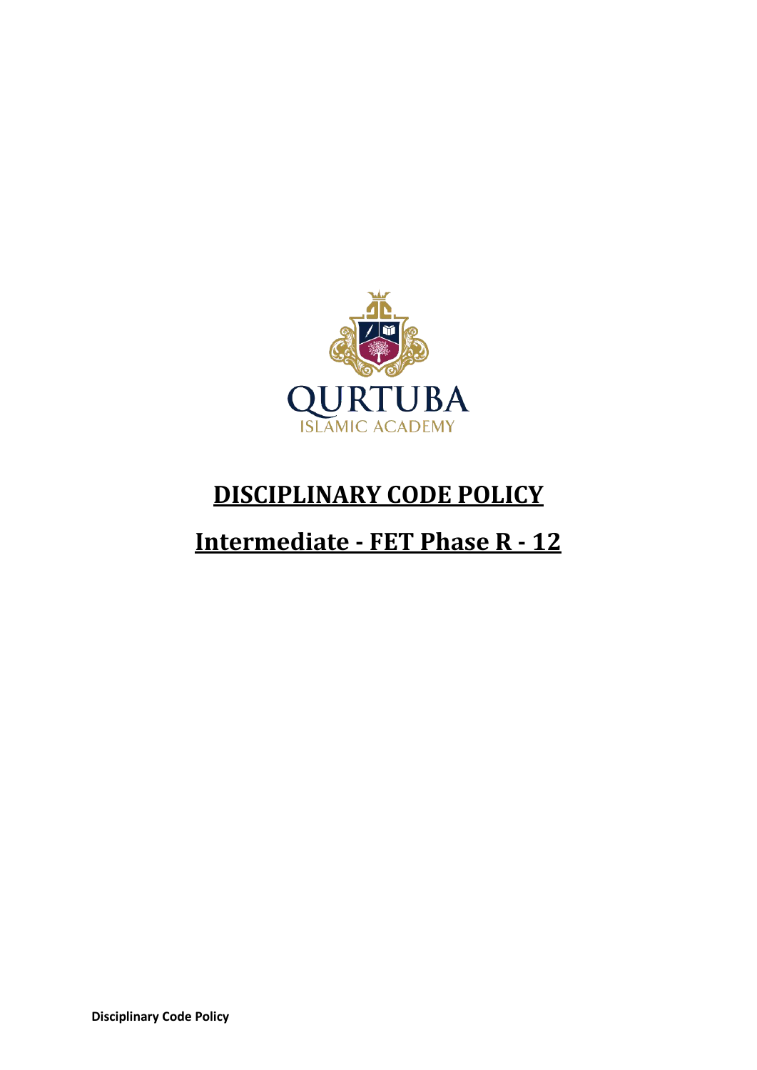QURTUBA

ISLAMIC ACADEMY

# DISCIPLINARY CODE POLICY

## Intermediate - FET Phase R - 12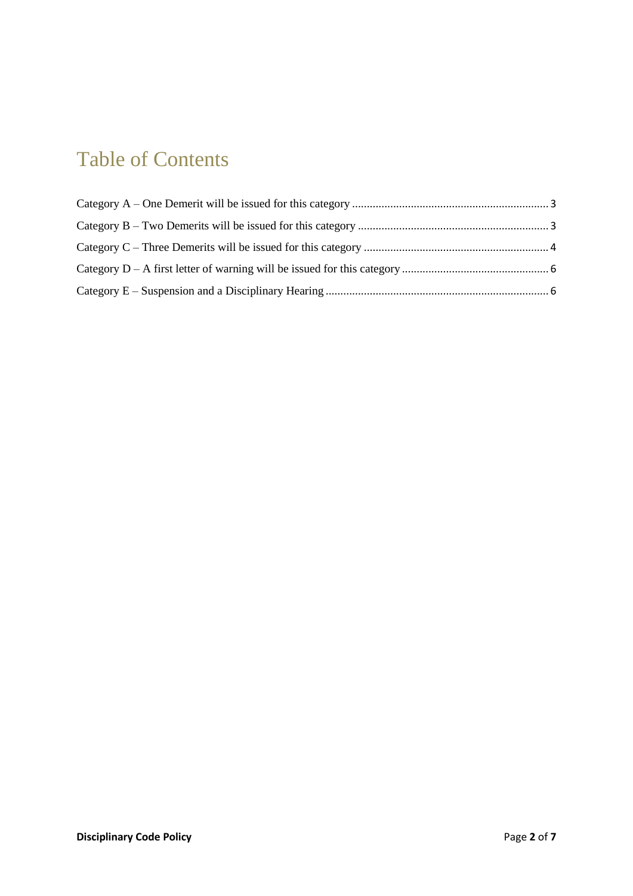# Table of Contents

Category A – One Demerit will be issued for this category ........................................ 3

Category B – Two Demerits will be issued for this category ........................................ 3

Category C – Three Demerits will be issued for this category ........................................ 4

Category D – A first letter of warning will be issued for this category ........................................ 6

Category E – Suspension and a Disciplinary Hearing ........................................ 6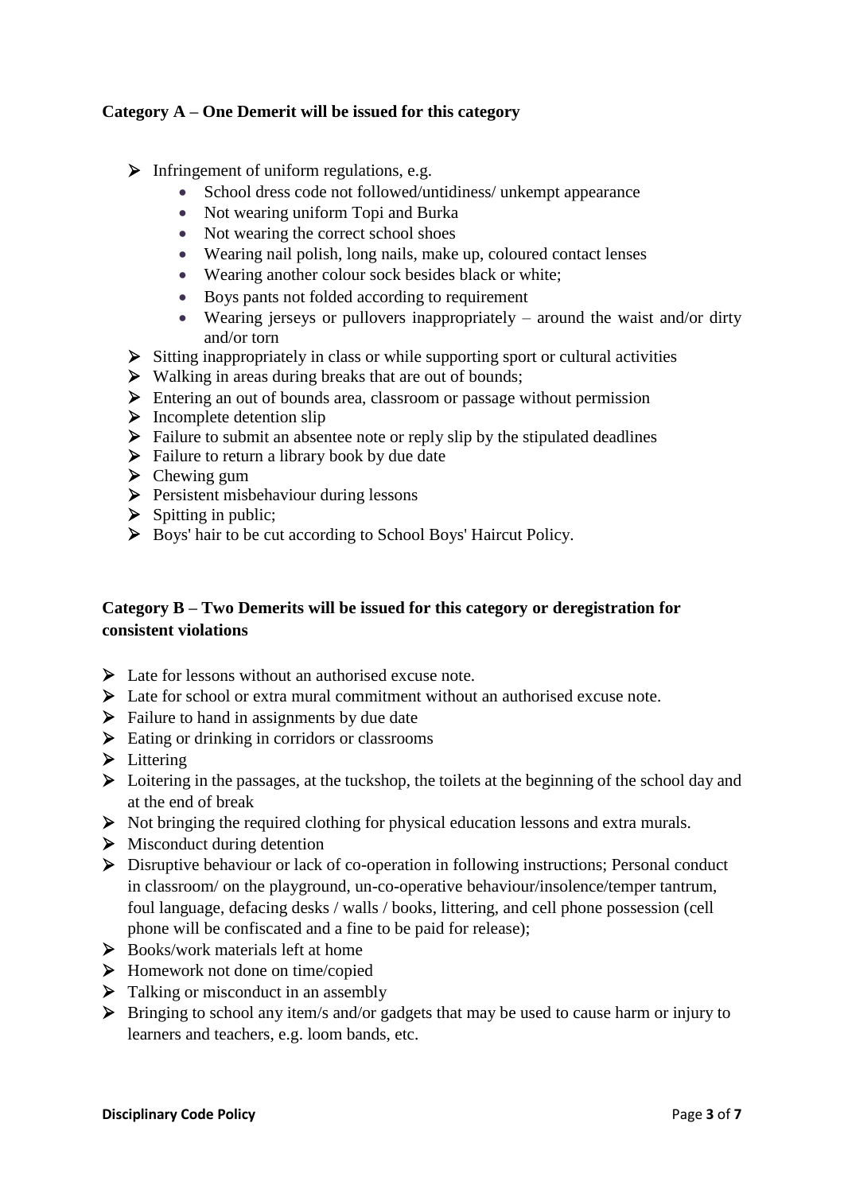**Category A – One Demerit will be issued for this category**

- Infringement of uniform regulations, e.g.
  - School dress code not followed/untidiness/ unkempt appearance
  - Not wearing uniform Topi and Burka
  - Not wearing the correct school shoes
  - Wearing nail polish, long nails, make up, coloured contact lenses
  - Wearing another colour sock besides black or white;
  - Boys pants not folded according to requirement
  - Wearing jerseys or pullovers inappropriately – around the waist and/or dirty and/or torn
- Sitting inappropriately in class or while supporting sport or cultural activities
- Walking in areas during breaks that are out of bounds;
- Entering an out of bounds area, classroom or passage without permission
- Incomplete detention slip
- Failure to submit an absentee note or reply slip by the stipulated deadlines
- Failure to return a library book by due date
- Chewing gum
- Persistent misbehaviour during lessons
- Spitting in public;
- Boys' hair to be cut according to School Boys' Haircut Policy.

**Category B – Two Demerits will be issued for this category or deregistration for consistent violations**

- Late for lessons without an authorised excuse note.
- Late for school or extra mural commitment without an authorised excuse note.
- Failure to hand in assignments by due date
- Eating or drinking in corridors or classrooms
- Littering
- Loitering in the passages, at the tuckshop, the toilets at the beginning of the school day and at the end of break
- Not bringing the required clothing for physical education lessons and extra murals.
- Misconduct during detention
- Disruptive behaviour or lack of co-operation in following instructions; Personal conduct in classroom/ on the playground, un-co-operative behaviour/insolence/temper tantrum, foul language, defacing desks / walls / books, littering, and cell phone possession (cell phone will be confiscated and a fine to be paid for release);
- Books/work materials left at home
- Homework not done on time/copied
- Talking or misconduct in an assembly
- Bringing to school any item/s and/or gadgets that may be used to cause harm or injury to learners and teachers, e.g. loom bands, etc.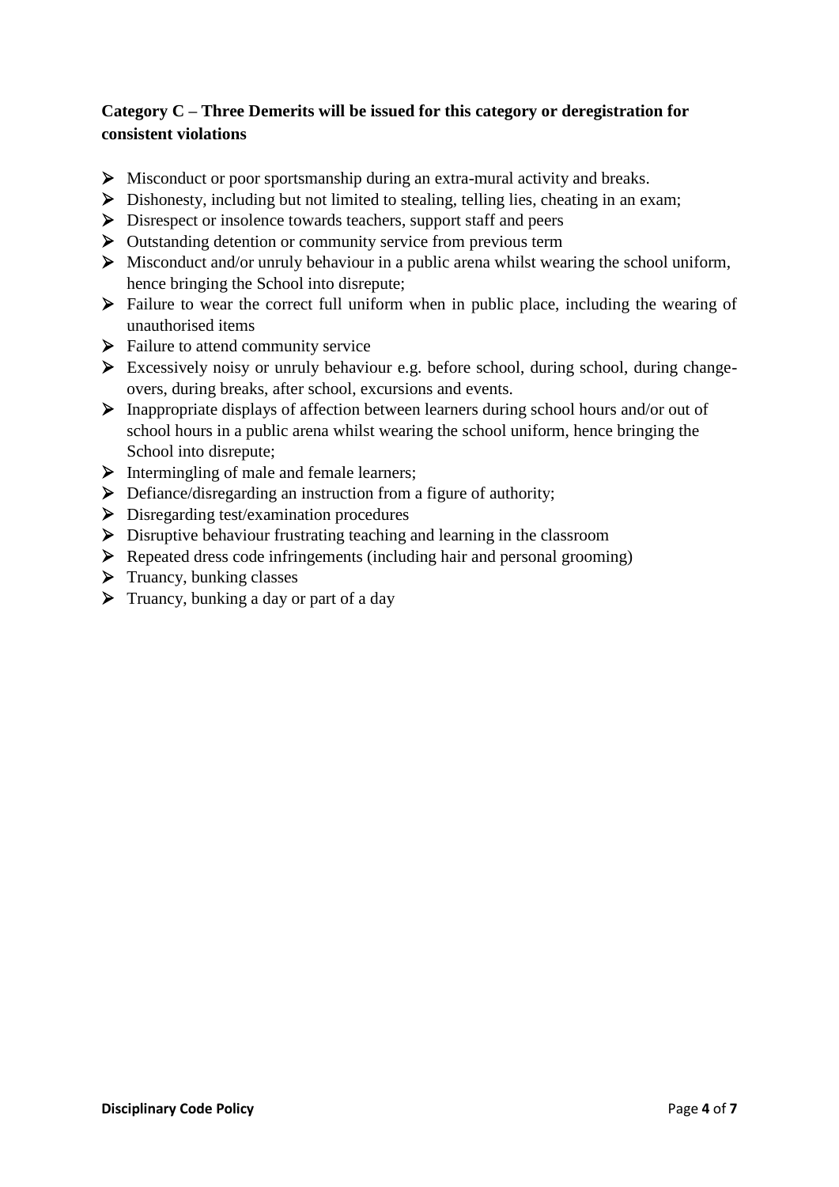**Category C – Three Demerits will be issued for this category or deregistration for consistent violations**

- Misconduct or poor sportsmanship during an extra-mural activity and breaks.
- Dishonesty, including but not limited to stealing, telling lies, cheating in an exam;
- Disrespect or insolence towards teachers, support staff and peers
- Outstanding detention or community service from previous term
- Misconduct and/or unruly behaviour in a public arena whilst wearing the school uniform, hence bringing the School into disrepute;
- Failure to wear the correct full uniform when in public place, including the wearing of unauthorised items
- Failure to attend community service
- Excessively noisy or unruly behaviour e.g. before school, during school, during change-overs, during breaks, after school, excursions and events.
- Inappropriate displays of affection between learners during school hours and/or out of school hours in a public arena whilst wearing the school uniform, hence bringing the School into disrepute;
- Intermingling of male and female learners;
- Defiance/disregarding an instruction from a figure of authority;
- Disregarding test/examination procedures
- Disruptive behaviour frustrating teaching and learning in the classroom
- Repeated dress code infringements (including hair and personal grooming)
- Truancy, bunking classes
- Truancy, bunking a day or part of a day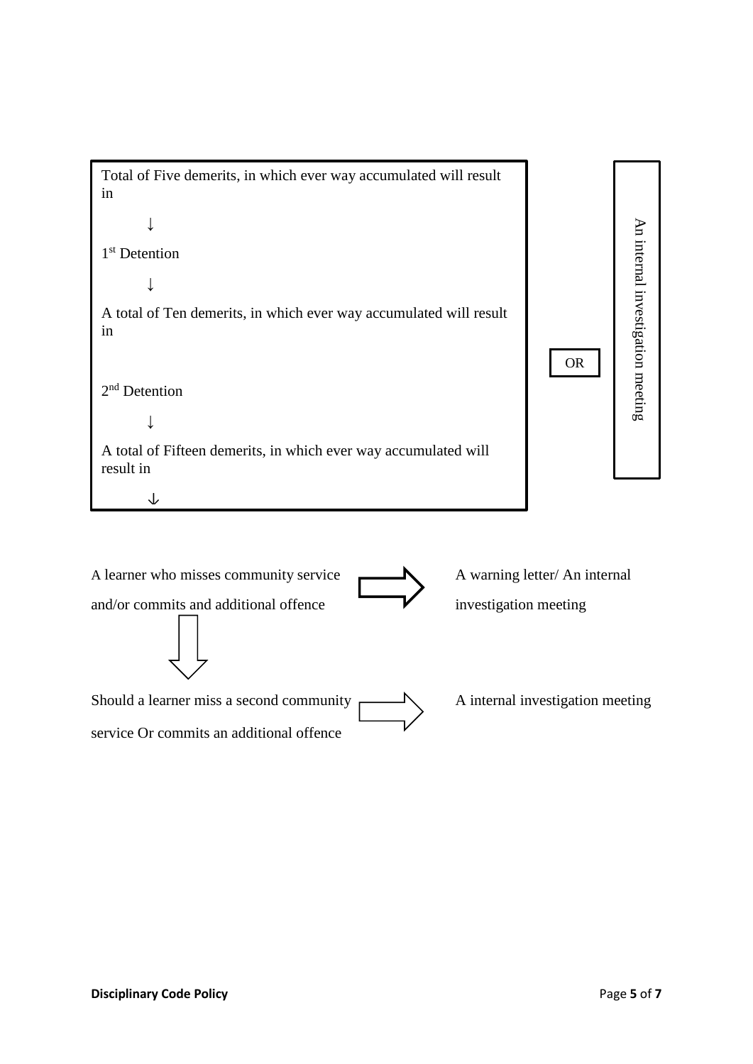Total of Five demerits, in which ever way accumulated will result in

↓

1st Detention

↓

A total of Ten demerits, in which ever way accumulated will result in

2nd Detention

↓

A total of Fifteen demerits, in which ever way accumulated will result in

↓

OR

An internal investigation meeting

A learner who misses community service and/or commits and additional offence ⇒ A warning letter/ An internal investigation meeting

⇓

Should a learner miss a second community service Or commits an additional offence ⇒ A internal investigation meeting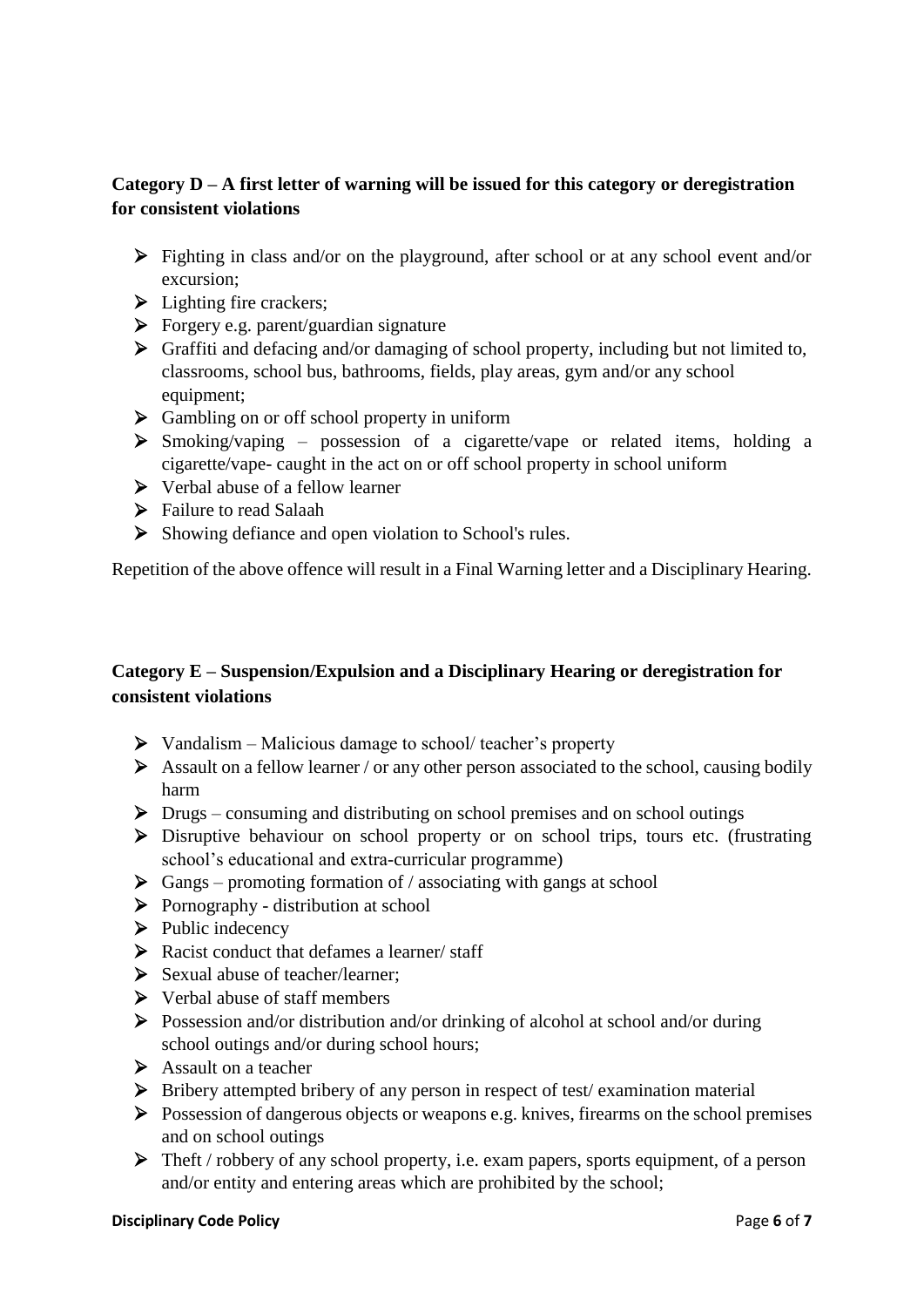### Category D – A first letter of warning will be issued for this category or deregistration for consistent violations

- Fighting in class and/or on the playground, after school or at any school event and/or excursion;
- Lighting fire crackers;
- Forgery e.g. parent/guardian signature
- Graffiti and defacing and/or damaging of school property, including but not limited to, classrooms, school bus, bathrooms, fields, play areas, gym and/or any school equipment;
- Gambling on or off school property in uniform
- Smoking/vaping – possession of a cigarette/vape or related items, holding a cigarette/vape- caught in the act on or off school property in school uniform
- Verbal abuse of a fellow learner
- Failure to read Salaah
- Showing defiance and open violation to School's rules.

Repetition of the above offence will result in a Final Warning letter and a Disciplinary Hearing.

### Category E – Suspension/Expulsion and a Disciplinary Hearing or deregistration for consistent violations

- Vandalism – Malicious damage to school/ teacher's property
- Assault on a fellow learner / or any other person associated to the school, causing bodily harm
- Drugs – consuming and distributing on school premises and on school outings
- Disruptive behaviour on school property or on school trips, tours etc. (frustrating school's educational and extra-curricular programme)
- Gangs – promoting formation of / associating with gangs at school
- Pornography - distribution at school
- Public indecency
- Racist conduct that defames a learner/ staff
- Sexual abuse of teacher/learner;
- Verbal abuse of staff members
- Possession and/or distribution and/or drinking of alcohol at school and/or during school outings and/or during school hours;
- Assault on a teacher
- Bribery attempted bribery of any person in respect of test/ examination material
- Possession of dangerous objects or weapons e.g. knives, firearms on the school premises and on school outings
- Theft / robbery of any school property, i.e. exam papers, sports equipment, of a person and/or entity and entering areas which are prohibited by the school;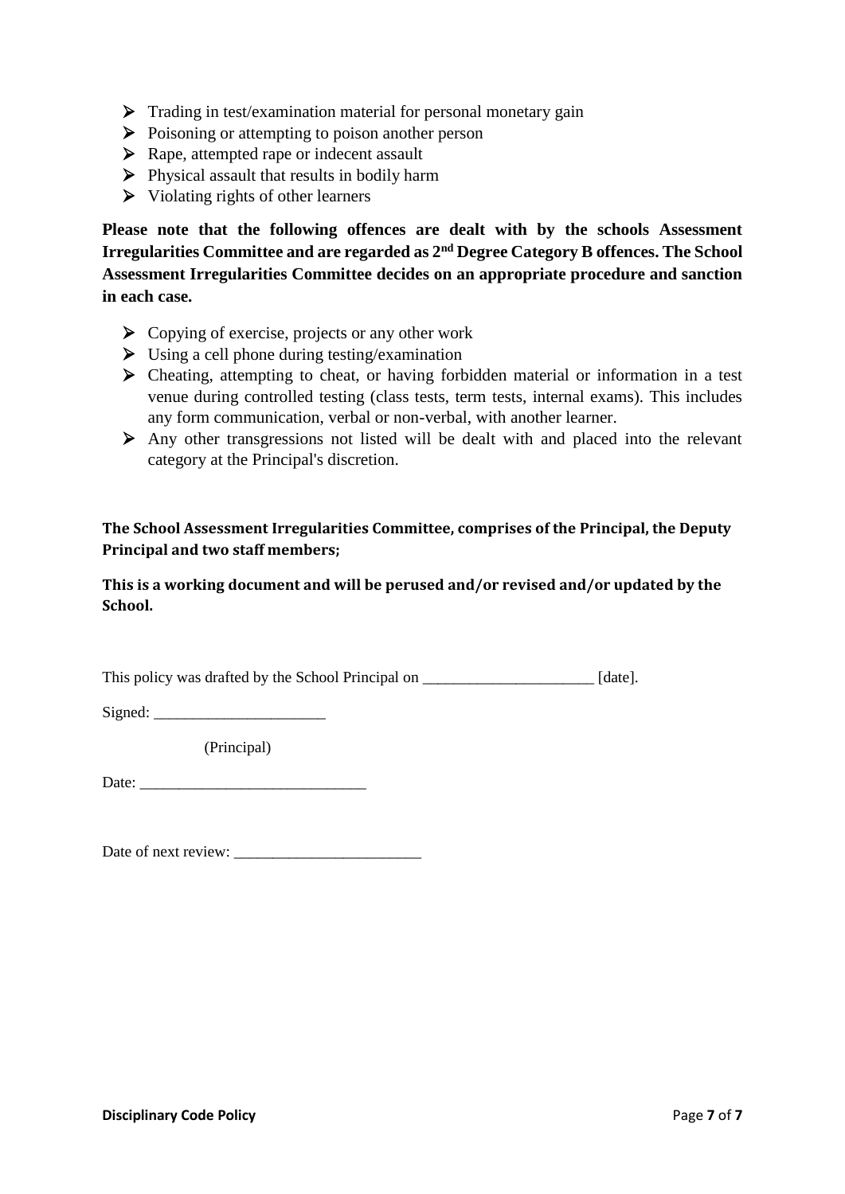- Trading in test/examination material for personal monetary gain
- Poisoning or attempting to poison another person
- Rape, attempted rape or indecent assault
- Physical assault that results in bodily harm
- Violating rights of other learners

**Please note that the following offences are dealt with by the schools Assessment Irregularities Committee and are regarded as 2nd Degree Category B offences. The School Assessment Irregularities Committee decides on an appropriate procedure and sanction in each case.**

- Copying of exercise, projects or any other work
- Using a cell phone during testing/examination
- Cheating, attempting to cheat, or having forbidden material or information in a test venue during controlled testing (class tests, term tests, internal exams). This includes any form communication, verbal or non-verbal, with another learner.
- Any other transgressions not listed will be dealt with and placed into the relevant category at the Principal's discretion.

**The School Assessment Irregularities Committee, comprises of the Principal, the Deputy Principal and two staff members;**

**This is a working document and will be perused and/or revised and/or updated by the School.**

This policy was drafted by the School Principal on ______________________ [date].

Signed: ______________________

(Principal)

Date: _____________________________

Date of next review: ________________________